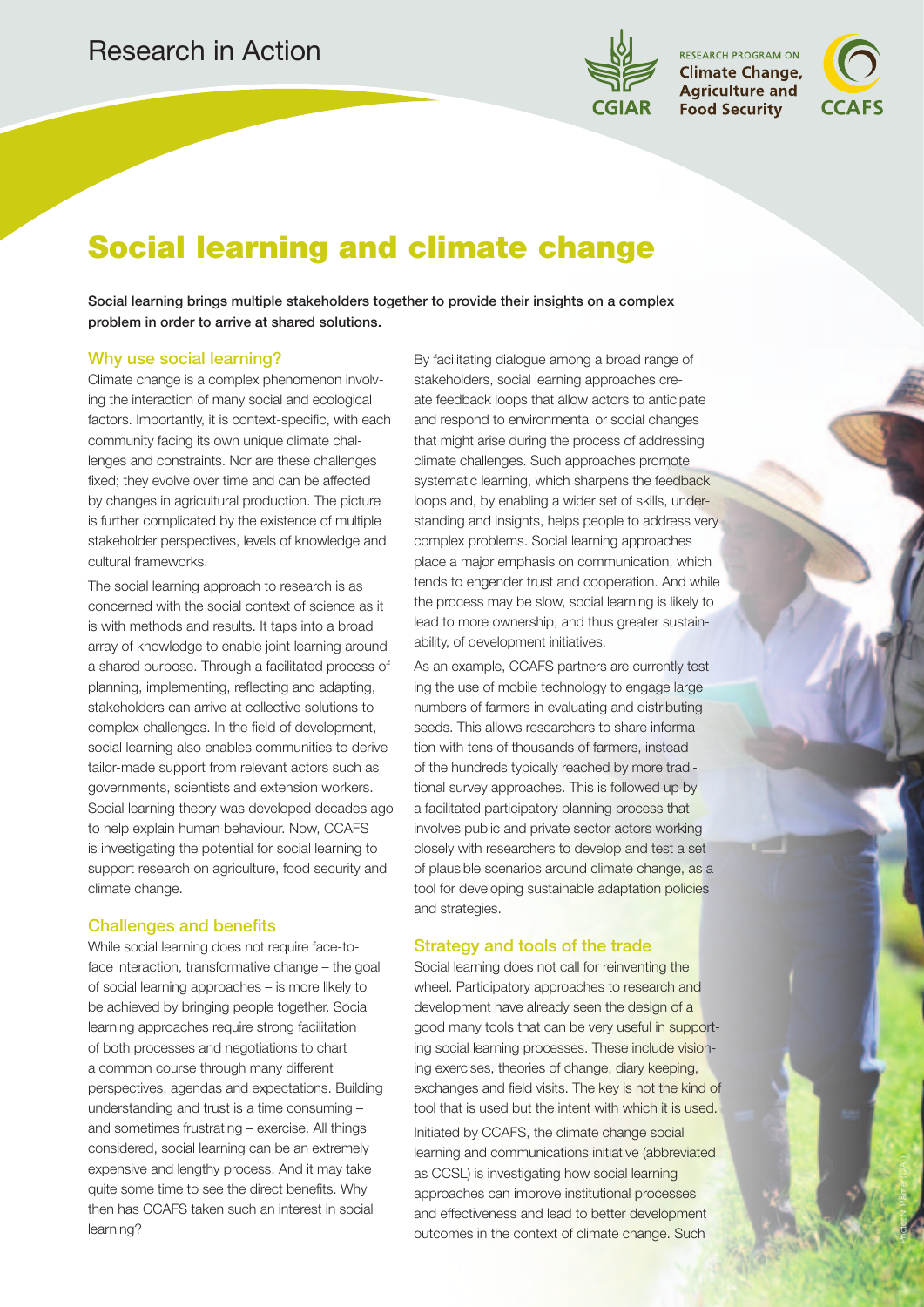Research in Action

RESEARCH PROGRAM ON **Climate Change, Agriculture and Food Security**

CGIAR CCAFS

# Social learning and climate change

**Social learning brings multiple stakeholders together to provide their insights on a complex problem in order to arrive at shared solutions.**

## Why use social learning?

Climate change is a complex phenomenon involving the interaction of many social and ecological factors. Importantly, it is context-specific, with each community facing its own unique climate challenges and constraints. Nor are these challenges fixed; they evolve over time and can be affected by changes in agricultural production. The picture is further complicated by the existence of multiple stakeholder perspectives, levels of knowledge and cultural frameworks.

The social learning approach to research is as concerned with the social context of science as it is with methods and results. It taps into a broad array of knowledge to enable joint learning around a shared purpose. Through a facilitated process of planning, implementing, reflecting and adapting, stakeholders can arrive at collective solutions to complex challenges. In the field of development, social learning also enables communities to derive tailor-made support from relevant actors such as governments, scientists and extension workers. Social learning theory was developed decades ago to help explain human behaviour. Now, CCAFS is investigating the potential for social learning to support research on agriculture, food security and climate change.

## Challenges and benefits

While social learning does not require face-to-face interaction, transformative change – the goal of social learning approaches – is more likely to be achieved by bringing people together. Social learning approaches require strong facilitation of both processes and negotiations to chart a common course through many different perspectives, agendas and expectations. Building understanding and trust is a time consuming – and sometimes frustrating – exercise. All things considered, social learning can be an extremely expensive and lengthy process. And it may take quite some time to see the direct benefits. Why then has CCAFS taken such an interest in social learning?

By facilitating dialogue among a broad range of stakeholders, social learning approaches create feedback loops that allow actors to anticipate and respond to environmental or social changes that might arise during the process of addressing climate challenges. Such approaches promote systematic learning, which sharpens the feedback loops and, by enabling a wider set of skills, understanding and insights, helps people to address very complex problems. Social learning approaches place a major emphasis on communication, which tends to engender trust and cooperation. And while the process may be slow, social learning is likely to lead to more ownership, and thus greater sustainability, of development initiatives.

As an example, CCAFS partners are currently testing the use of mobile technology to engage large numbers of farmers in evaluating and distributing seeds. This allows researchers to share information with tens of thousands of farmers, instead of the hundreds typically reached by more traditional survey approaches. This is followed up by a facilitated participatory planning process that involves public and private sector actors working closely with researchers to develop and test a set of plausible scenarios around climate change, as a tool for developing sustainable adaptation policies and strategies.

## Strategy and tools of the trade

Social learning does not call for reinventing the wheel. Participatory approaches to research and development have already seen the design of a good many tools that can be very useful in supporting social learning processes. These include visioning exercises, theories of change, diary keeping, exchanges and field visits. The key is not the kind of tool that is used but the intent with which it is used.

Initiated by CCAFS, the climate change social learning and communications initiative (abbreviated as CCSL) is investigating how social learning approaches can improve institutional processes and effectiveness and lead to better development outcomes in the context of climate change. Such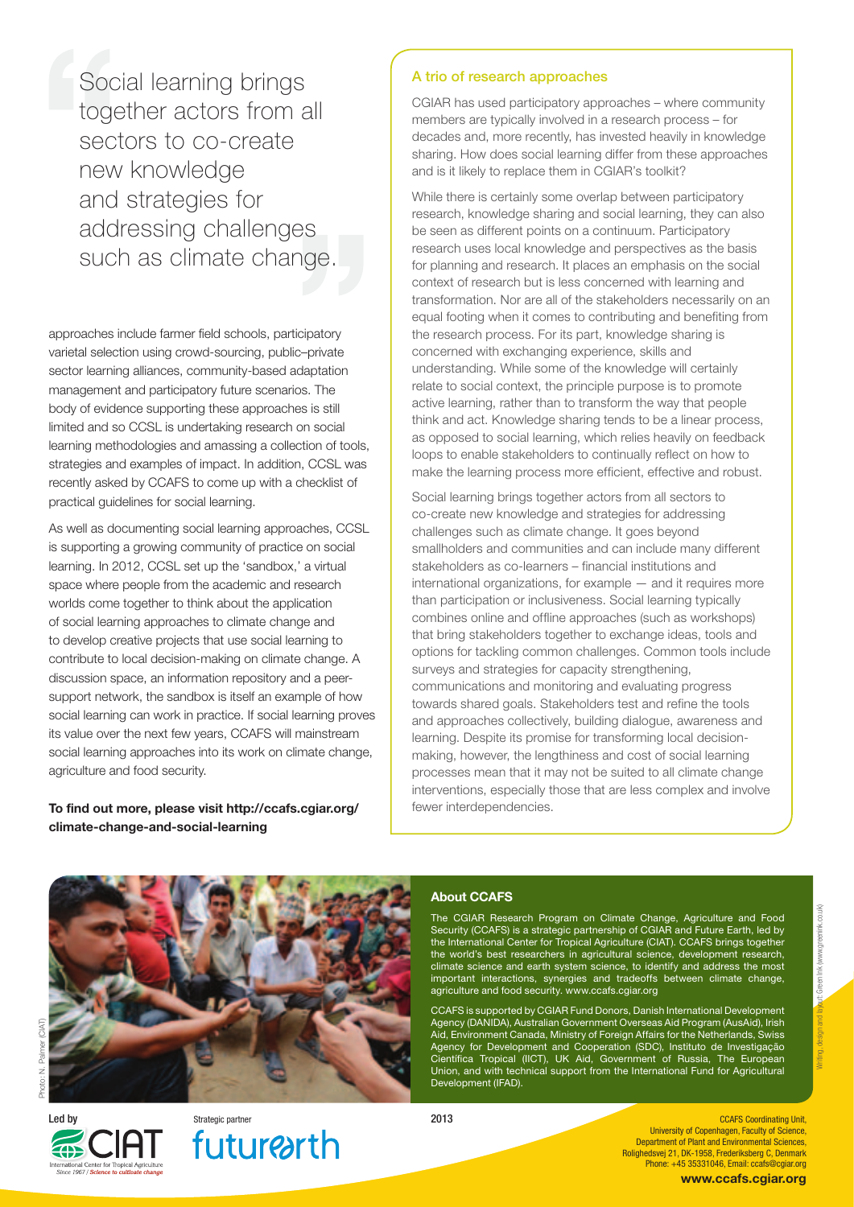> Social learning brings together actors from all sectors to co-create new knowledge and strategies for addressing challenges such as climate change.

approaches include farmer field schools, participatory varietal selection using crowd-sourcing, public–private sector learning alliances, community-based adaptation management and participatory future scenarios. The body of evidence supporting these approaches is still limited and so CCSL is undertaking research on social learning methodologies and amassing a collection of tools, strategies and examples of impact. In addition, CCSL was recently asked by CCAFS to come up with a checklist of practical guidelines for social learning.

As well as documenting social learning approaches, CCSL is supporting a growing community of practice on social learning. In 2012, CCSL set up the 'sandbox,' a virtual space where people from the academic and research worlds come together to think about the application of social learning approaches to climate change and to develop creative projects that use social learning to contribute to local decision-making on climate change. A discussion space, an information repository and a peer-support network, the sandbox is itself an example of how social learning can work in practice. If social learning proves its value over the next few years, CCAFS will mainstream social learning approaches into its work on climate change, agriculture and food security.

**To find out more, please visit http://ccafs.cgiar.org/climate-change-and-social-learning**

## A trio of research approaches

CGIAR has used participatory approaches – where community members are typically involved in a research process – for decades and, more recently, has invested heavily in knowledge sharing. How does social learning differ from these approaches and is it likely to replace them in CGIAR's toolkit?

While there is certainly some overlap between participatory research, knowledge sharing and social learning, they can also be seen as different points on a continuum. Participatory research uses local knowledge and perspectives as the basis for planning and research. It places an emphasis on the social context of research but is less concerned with learning and transformation. Nor are all of the stakeholders necessarily on an equal footing when it comes to contributing and benefiting from the research process. For its part, knowledge sharing is concerned with exchanging experience, skills and understanding. While some of the knowledge will certainly relate to social context, the principle purpose is to promote active learning, rather than to transform the way that people think and act. Knowledge sharing tends to be a linear process, as opposed to social learning, which relies heavily on feedback loops to enable stakeholders to continually reflect on how to make the learning process more efficient, effective and robust.

Social learning brings together actors from all sectors to co-create new knowledge and strategies for addressing challenges such as climate change. It goes beyond smallholders and communities and can include many different stakeholders as co-learners – financial institutions and international organizations, for example — and it requires more than participation or inclusiveness. Social learning typically combines online and offline approaches (such as workshops) that bring stakeholders together to exchange ideas, tools and options for tackling common challenges. Common tools include surveys and strategies for capacity strengthening, communications and monitoring and evaluating progress towards shared goals. Stakeholders test and refine the tools and approaches collectively, building dialogue, awareness and learning. Despite its promise for transforming local decision-making, however, the lengthiness and cost of social learning processes mean that it may not be suited to all climate change interventions, especially those that are less complex and involve fewer interdependencies.

Photo: N. Palmer (CIAT)

### About CCAFS

The CGIAR Research Program on Climate Change, Agriculture and Food Security (CCAFS) is a strategic partnership of CGIAR and Future Earth, led by the International Center for Tropical Agriculture (CIAT). CCAFS brings together the world's best researchers in agricultural science, development research, climate science and earth system science, to identify and address the most important interactions, synergies and tradeoffs between climate change, agriculture and food security. www.ccafs.cgiar.org

CCAFS is supported by CGIAR Fund Donors, Danish International Development Agency (DANIDA), Australian Government Overseas Aid Program (AusAid), Irish Aid, Environment Canada, Ministry of Foreign Affairs for the Netherlands, Swiss Agency for Development and Cooperation (SDC), Instituto de Investigação Científica Tropical (IICT), UK Aid, Government of Russia, The European Union, and with technical support from the International Fund for Agricultural Development (IFAD).

Writing, design and layout: Green Ink (www.greenink.co.uk)

Led by CIAT – International Center for Tropical Agriculture, Since 1967 / *Science to cultivate change*

Strategic partner futurearth

2013

CCAFS Coordinating Unit,
University of Copenhagen, Faculty of Science,
Department of Plant and Environmental Sciences,
Rolighedsvej 21, DK-1958, Frederiksberg C, Denmark
Phone: +45 35331046, Email: ccafs@cgiar.org

**www.ccafs.cgiar.org**